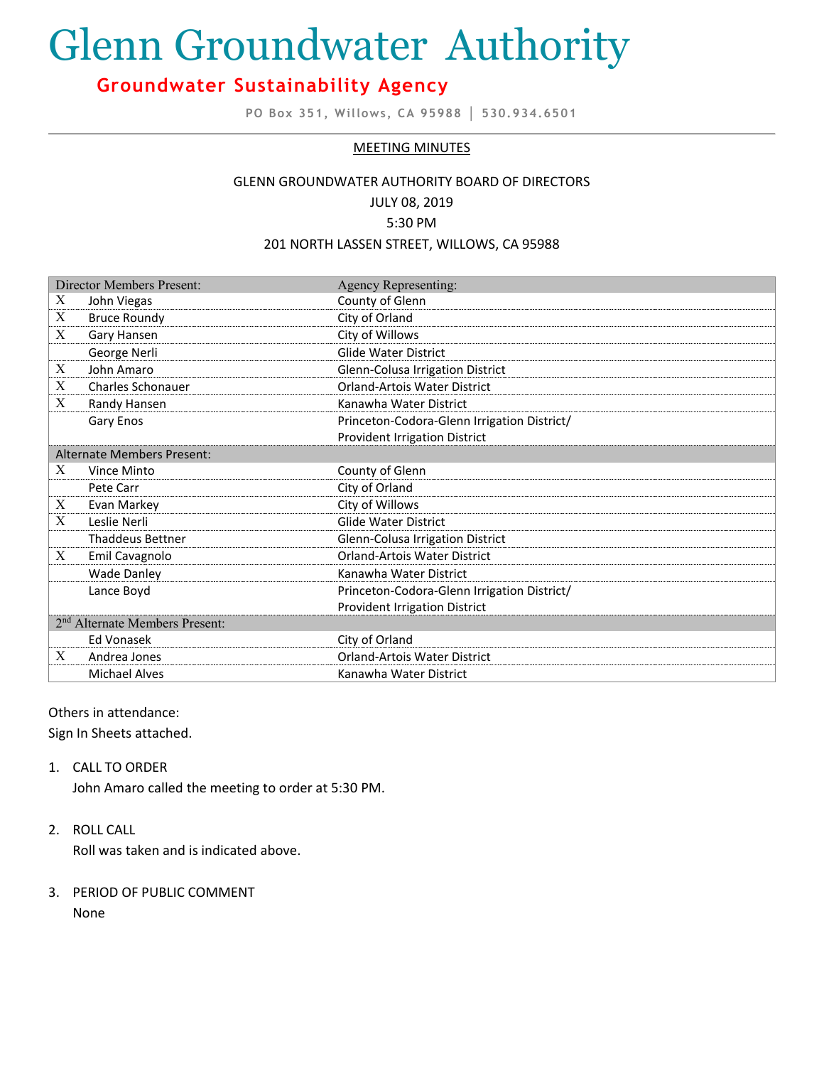# Glenn Groundwater Authority

## Groundwater Sustainability Agency

PO Box 351, Willows, CA 95988 │ 530.934.6501

MEETING MINUTES

GLENN GROUNDWATER AUTHORITY BOARD OF DIRECTORS
JULY 08, 2019
5:30 PM
201 NORTH LASSEN STREET, WILLOWS, CA 95988

| | Director Members Present: | Agency Representing: |
|---|---|---|
| X | John Viegas | County of Glenn |
| X | Bruce Roundy | City of Orland |
| X | Gary Hansen | City of Willows |
| | George Nerli | Glide Water District |
| X | John Amaro | Glenn-Colusa Irrigation District |
| X | Charles Schonauer | Orland-Artois Water District |
| X | Randy Hansen | Kanawha Water District |
| | Gary Enos | Princeton-Codora-Glenn Irrigation District/ Provident Irrigation District |
| | **Alternate Members Present:** | |
| X | Vince Minto | County of Glenn |
| | Pete Carr | City of Orland |
| X | Evan Markey | City of Willows |
| X | Leslie Nerli | Glide Water District |
| | Thaddeus Bettner | Glenn-Colusa Irrigation District |
| X | Emil Cavagnolo | Orland-Artois Water District |
| | Wade Danley | Kanawha Water District |
| | Lance Boyd | Princeton-Codora-Glenn Irrigation District/ Provident Irrigation District |
| | **2nd Alternate Members Present:** | |
| | Ed Vonasek | City of Orland |
| X | Andrea Jones | Orland-Artois Water District |
| | Michael Alves | Kanawha Water District |

Others in attendance:
Sign In Sheets attached.

1. CALL TO ORDER
   John Amaro called the meeting to order at 5:30 PM.

2. ROLL CALL
   Roll was taken and is indicated above.

3. PERIOD OF PUBLIC COMMENT
   None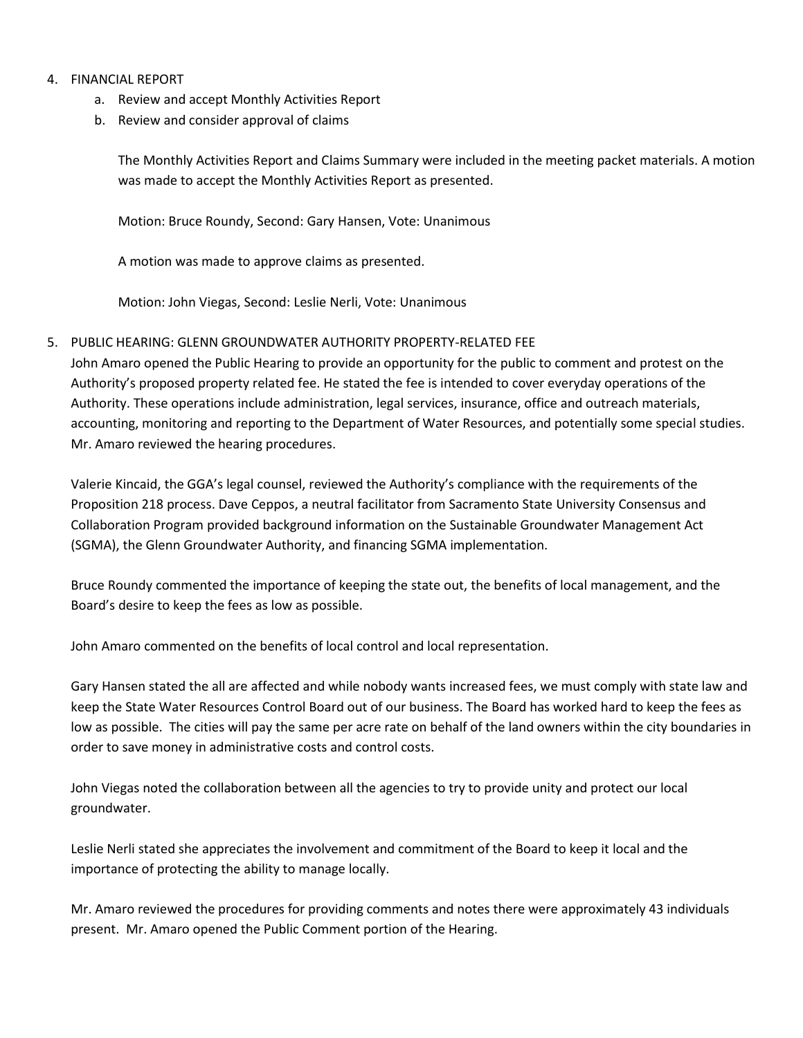4. FINANCIAL REPORT
   a. Review and accept Monthly Activities Report
   b. Review and consider approval of claims

   The Monthly Activities Report and Claims Summary were included in the meeting packet materials. A motion was made to accept the Monthly Activities Report as presented.

   Motion: Bruce Roundy, Second: Gary Hansen, Vote: Unanimous

   A motion was made to approve claims as presented.

   Motion: John Viegas, Second: Leslie Nerli, Vote: Unanimous

5. PUBLIC HEARING: GLENN GROUNDWATER AUTHORITY PROPERTY-RELATED FEE

   John Amaro opened the Public Hearing to provide an opportunity for the public to comment and protest on the Authority's proposed property related fee. He stated the fee is intended to cover everyday operations of the Authority. These operations include administration, legal services, insurance, office and outreach materials, accounting, monitoring and reporting to the Department of Water Resources, and potentially some special studies. Mr. Amaro reviewed the hearing procedures.

   Valerie Kincaid, the GGA's legal counsel, reviewed the Authority's compliance with the requirements of the Proposition 218 process. Dave Ceppos, a neutral facilitator from Sacramento State University Consensus and Collaboration Program provided background information on the Sustainable Groundwater Management Act (SGMA), the Glenn Groundwater Authority, and financing SGMA implementation.

   Bruce Roundy commented the importance of keeping the state out, the benefits of local management, and the Board's desire to keep the fees as low as possible.

   John Amaro commented on the benefits of local control and local representation.

   Gary Hansen stated the all are affected and while nobody wants increased fees, we must comply with state law and keep the State Water Resources Control Board out of our business. The Board has worked hard to keep the fees as low as possible. The cities will pay the same per acre rate on behalf of the land owners within the city boundaries in order to save money in administrative costs and control costs.

   John Viegas noted the collaboration between all the agencies to try to provide unity and protect our local groundwater.

   Leslie Nerli stated she appreciates the involvement and commitment of the Board to keep it local and the importance of protecting the ability to manage locally.

   Mr. Amaro reviewed the procedures for providing comments and notes there were approximately 43 individuals present. Mr. Amaro opened the Public Comment portion of the Hearing.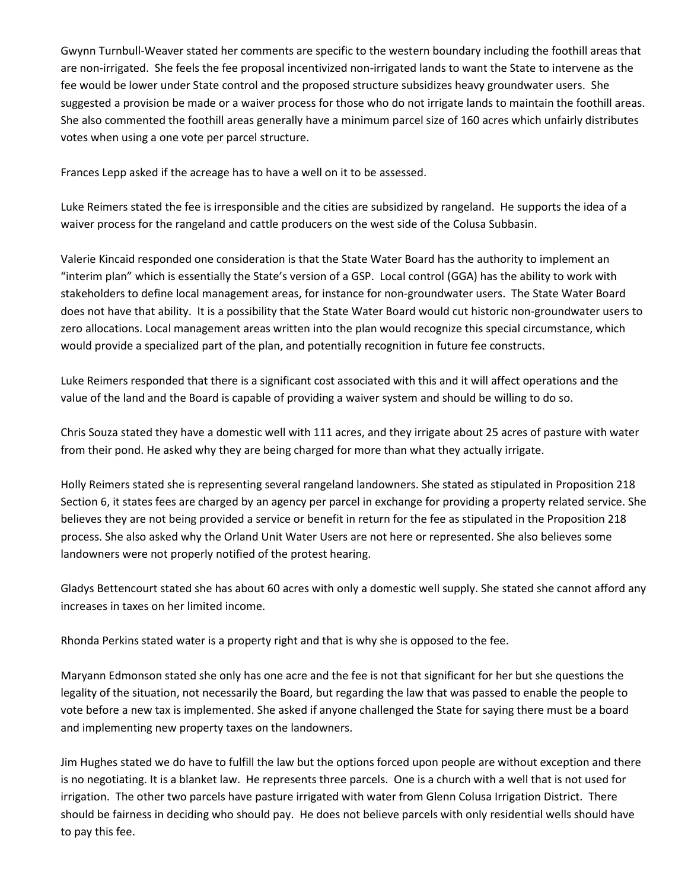Gwynn Turnbull-Weaver stated her comments are specific to the western boundary including the foothill areas that are non-irrigated. She feels the fee proposal incentivized non-irrigated lands to want the State to intervene as the fee would be lower under State control and the proposed structure subsidizes heavy groundwater users. She suggested a provision be made or a waiver process for those who do not irrigate lands to maintain the foothill areas. She also commented the foothill areas generally have a minimum parcel size of 160 acres which unfairly distributes votes when using a one vote per parcel structure.

Frances Lepp asked if the acreage has to have a well on it to be assessed.

Luke Reimers stated the fee is irresponsible and the cities are subsidized by rangeland. He supports the idea of a waiver process for the rangeland and cattle producers on the west side of the Colusa Subbasin.

Valerie Kincaid responded one consideration is that the State Water Board has the authority to implement an "interim plan" which is essentially the State's version of a GSP. Local control (GGA) has the ability to work with stakeholders to define local management areas, for instance for non-groundwater users. The State Water Board does not have that ability. It is a possibility that the State Water Board would cut historic non-groundwater users to zero allocations. Local management areas written into the plan would recognize this special circumstance, which would provide a specialized part of the plan, and potentially recognition in future fee constructs.

Luke Reimers responded that there is a significant cost associated with this and it will affect operations and the value of the land and the Board is capable of providing a waiver system and should be willing to do so.

Chris Souza stated they have a domestic well with 111 acres, and they irrigate about 25 acres of pasture with water from their pond. He asked why they are being charged for more than what they actually irrigate.

Holly Reimers stated she is representing several rangeland landowners. She stated as stipulated in Proposition 218 Section 6, it states fees are charged by an agency per parcel in exchange for providing a property related service. She believes they are not being provided a service or benefit in return for the fee as stipulated in the Proposition 218 process. She also asked why the Orland Unit Water Users are not here or represented. She also believes some landowners were not properly notified of the protest hearing.

Gladys Bettencourt stated she has about 60 acres with only a domestic well supply. She stated she cannot afford any increases in taxes on her limited income.

Rhonda Perkins stated water is a property right and that is why she is opposed to the fee.

Maryann Edmonson stated she only has one acre and the fee is not that significant for her but she questions the legality of the situation, not necessarily the Board, but regarding the law that was passed to enable the people to vote before a new tax is implemented. She asked if anyone challenged the State for saying there must be a board and implementing new property taxes on the landowners.

Jim Hughes stated we do have to fulfill the law but the options forced upon people are without exception and there is no negotiating. It is a blanket law. He represents three parcels. One is a church with a well that is not used for irrigation. The other two parcels have pasture irrigated with water from Glenn Colusa Irrigation District. There should be fairness in deciding who should pay. He does not believe parcels with only residential wells should have to pay this fee.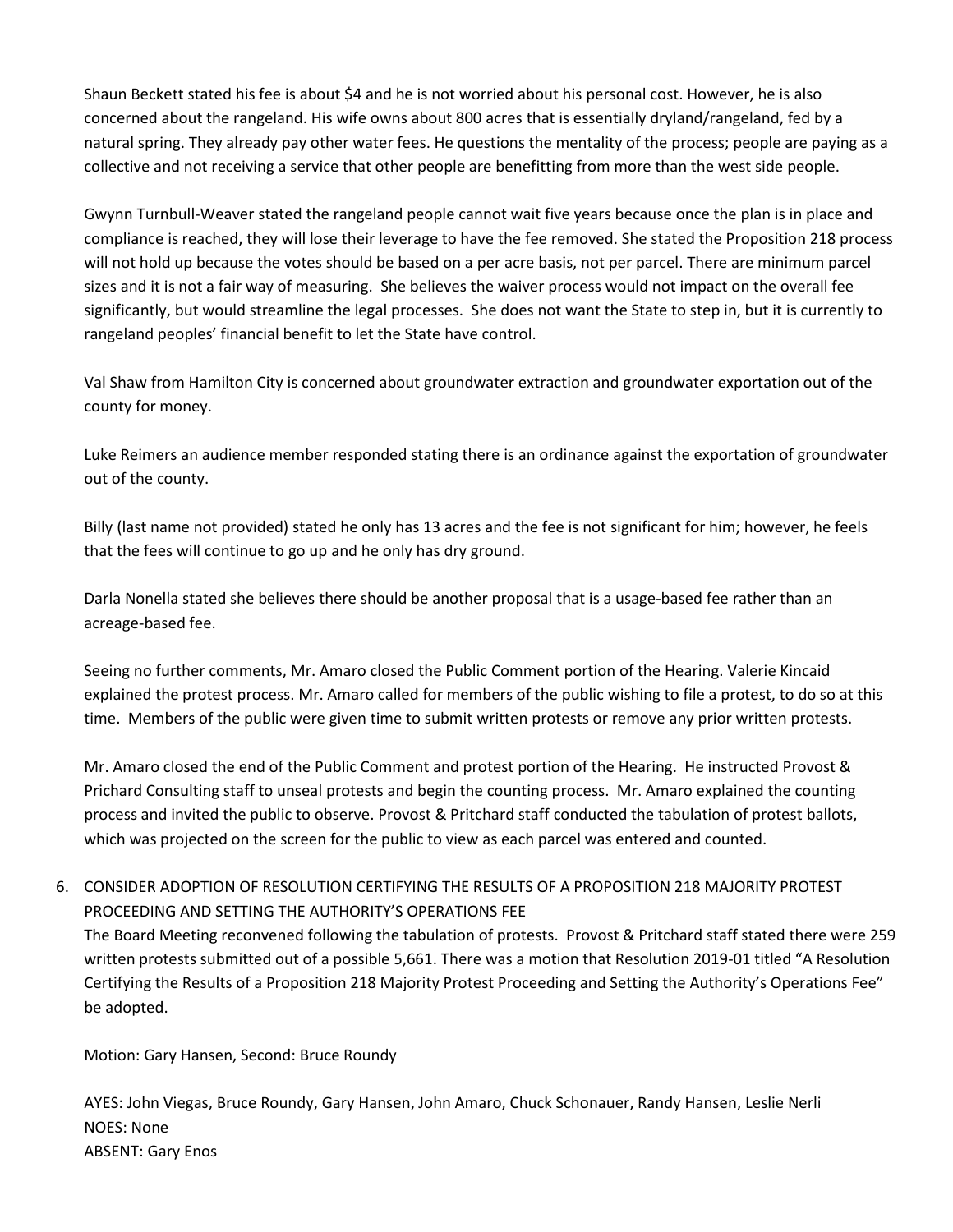Shaun Beckett stated his fee is about $4 and he is not worried about his personal cost. However, he is also concerned about the rangeland. His wife owns about 800 acres that is essentially dryland/rangeland, fed by a natural spring. They already pay other water fees. He questions the mentality of the process; people are paying as a collective and not receiving a service that other people are benefitting from more than the west side people.

Gwynn Turnbull-Weaver stated the rangeland people cannot wait five years because once the plan is in place and compliance is reached, they will lose their leverage to have the fee removed. She stated the Proposition 218 process will not hold up because the votes should be based on a per acre basis, not per parcel. There are minimum parcel sizes and it is not a fair way of measuring. She believes the waiver process would not impact on the overall fee significantly, but would streamline the legal processes. She does not want the State to step in, but it is currently to rangeland peoples' financial benefit to let the State have control.

Val Shaw from Hamilton City is concerned about groundwater extraction and groundwater exportation out of the county for money.

Luke Reimers an audience member responded stating there is an ordinance against the exportation of groundwater out of the county.

Billy (last name not provided) stated he only has 13 acres and the fee is not significant for him; however, he feels that the fees will continue to go up and he only has dry ground.

Darla Nonella stated she believes there should be another proposal that is a usage-based fee rather than an acreage-based fee.

Seeing no further comments, Mr. Amaro closed the Public Comment portion of the Hearing. Valerie Kincaid explained the protest process. Mr. Amaro called for members of the public wishing to file a protest, to do so at this time. Members of the public were given time to submit written protests or remove any prior written protests.

Mr. Amaro closed the end of the Public Comment and protest portion of the Hearing. He instructed Provost & Prichard Consulting staff to unseal protests and begin the counting process. Mr. Amaro explained the counting process and invited the public to observe. Provost & Pritchard staff conducted the tabulation of protest ballots, which was projected on the screen for the public to view as each parcel was entered and counted.

6. CONSIDER ADOPTION OF RESOLUTION CERTIFYING THE RESULTS OF A PROPOSITION 218 MAJORITY PROTEST PROCEEDING AND SETTING THE AUTHORITY'S OPERATIONS FEE

The Board Meeting reconvened following the tabulation of protests. Provost & Pritchard staff stated there were 259 written protests submitted out of a possible 5,661. There was a motion that Resolution 2019-01 titled "A Resolution Certifying the Results of a Proposition 218 Majority Protest Proceeding and Setting the Authority's Operations Fee" be adopted.

Motion: Gary Hansen, Second: Bruce Roundy

AYES: John Viegas, Bruce Roundy, Gary Hansen, John Amaro, Chuck Schonauer, Randy Hansen, Leslie Nerli
NOES: None
ABSENT: Gary Enos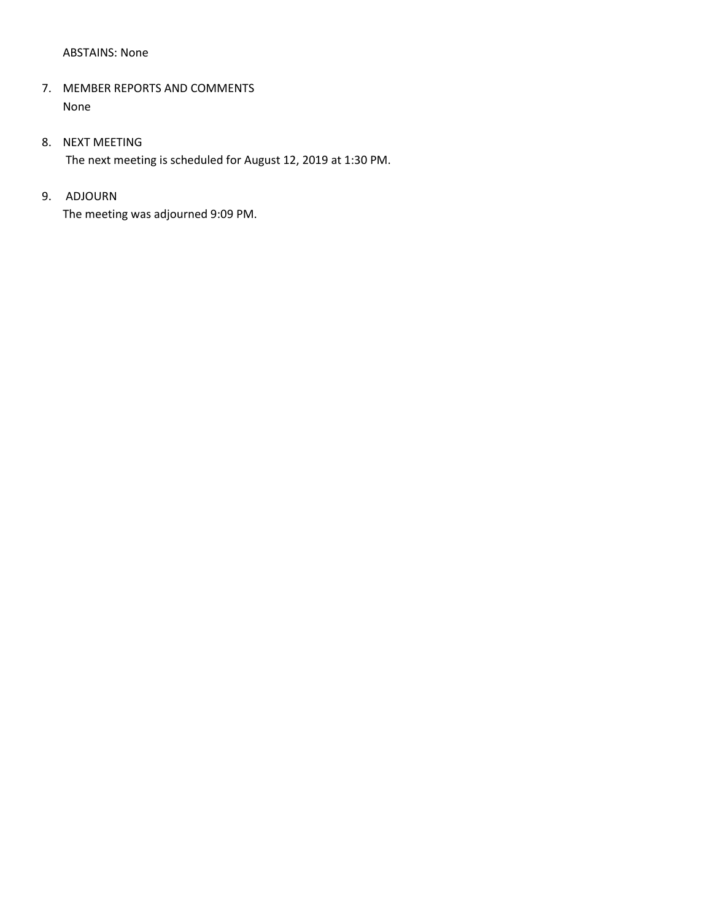ABSTAINS: None

7. MEMBER REPORTS AND COMMENTS

   None

8. NEXT MEETING

   The next meeting is scheduled for August 12, 2019 at 1:30 PM.

9. ADJOURN

   The meeting was adjourned 9:09 PM.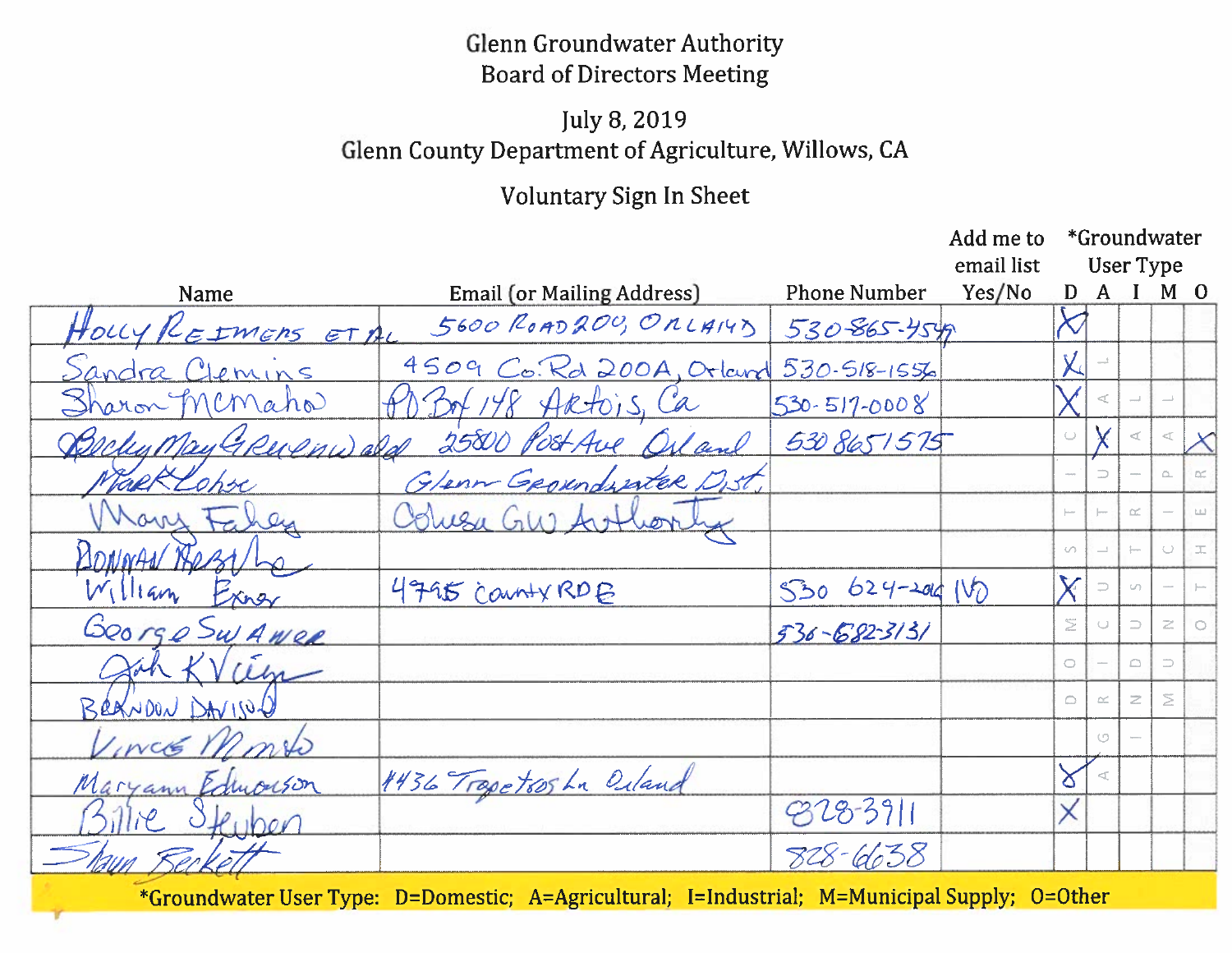# Glenn Groundwater Authority

## Board of Directors Meeting

July 8, 2019

Glenn County Department of Agriculture, Willows, CA

### Voluntary Sign In Sheet

| Name | Email (or Mailing Address) | Phone Number | Add me to email list Yes/No | *Groundwater User Type D | A | I | M | O |
|---|---|---|---|---|---|---|---|---|
| Holly Reimers et al | 5600 Road 200, Orland | 530-865-4549 | | X | | | | |
| Sandra Clemins | 4509 Co. Rd 200A, Orland | 530-518-1556 | | X | | | | |
| Sharon McMahon | PO Box 148 Artois, Ca | 530-517-0008 | | X | | | | |
| Becky May Gruenwald | 25800 Post Ave Orland | 530 8651575 | | | X | | | X |
| Mark Lohse | Glenn Groundwater Dist. | | | | | | | |
| Mary Fahey | Colusa GW Authority | | | | | | | |
| Donald Rezzulo | | | | | | | | |
| William Exner | 4795 County RD E | 530 624-2016 | NO | X | | | | |
| George Swamer | | 530-682-3131 | | | | | | |
| John Viegas | | | | | | | | |
| Brandon Davison | | | | | | | | |
| Vince Minto | | | | | | | | |
| Maryann Edmondson | 4436 Trapetros Ln Orland | | | X | | | | |
| Billie Steuben | | 828-3911 | | X | | | | |
| Shaun Beckett | | 828-6638 | | | | | | |

*Groundwater User Type: D=Domestic; A=Agricultural; I=Industrial; M=Municipal Supply; O=Other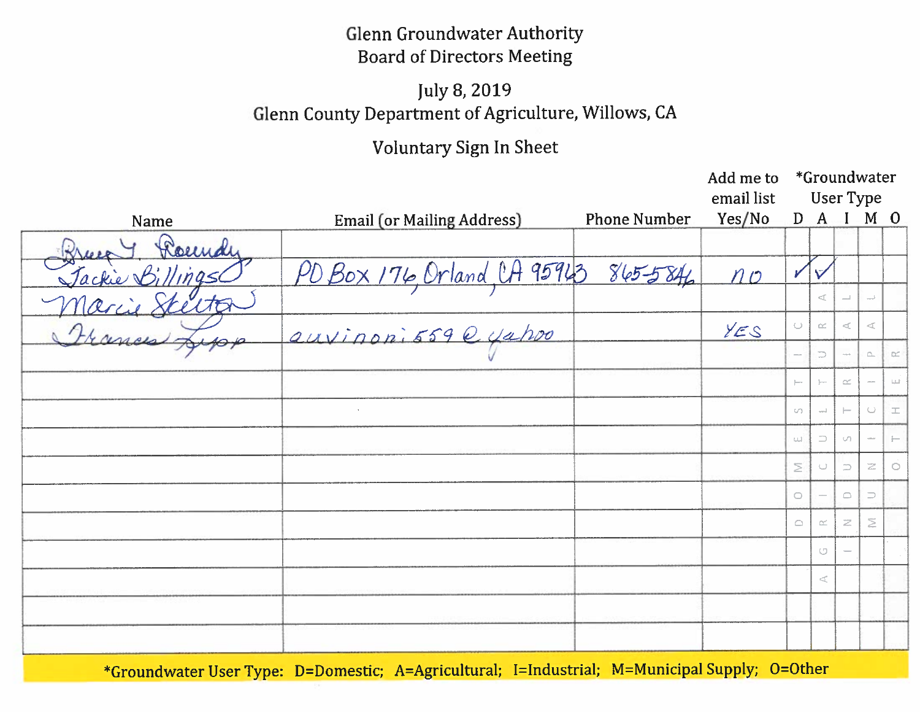Glenn Groundwater Authority
Board of Directors Meeting

July 8, 2019
Glenn County Department of Agriculture, Willows, CA

Voluntary Sign In Sheet

| Name | Email (or Mailing Address) | Phone Number | Add me to email list Yes/No | *Groundwater User Type D | A | I | M | O |
|---|---|---|---|---|---|---|---|---|
| Bruce T. Roundy | | | | | | | | |
| Jackie Billings | PO Box 176, Orland, CA 95963 | 865-5846 | no | ✓ | ✓ | | | |
| Marcie Skelton | | | | | | | | |
| Frances Lupp | auvinoni559@yahoo | | YES | | | | | |
| | | | | | | | | |
| | | | | | | | | |
| | | | | | | | | |
| | | | | | | | | |
| | | | | | | | | |
| | | | | | | | | |
| | | | | | | | | |
| | | | | | | | | |
| | | | | | | | | |
| | | | | | | | | |
| | | | | | | | | |

*Groundwater User Type: D=Domestic; A=Agricultural; I=Industrial; M=Municipal Supply; O=Other